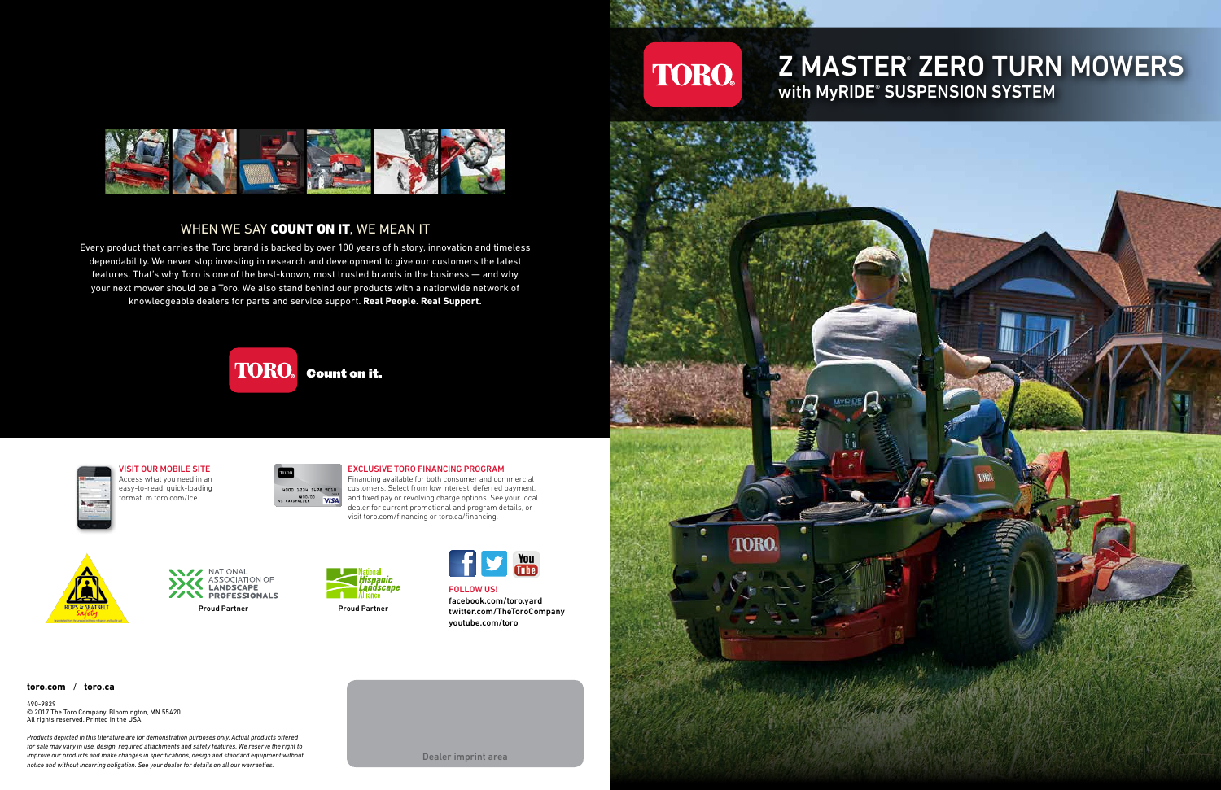# Z MASTER® ZERO TURN MOWERS

## with MyRIDE® SUSPENSION SYSTEM

## WHEN WE SAY **COUNT ON IT**, WE MEAN IT

Every product that carries the Toro brand is backed by over 100 years of history, innovation and timeless dependability. We never stop investing in research and development to give our customers the latest features. That's why Toro is one of the best-known, most trusted brands in the business — and why your next mower should be a Toro. We also stand behind our products with a nationwide network of knowledgeable dealers for parts and service support. **Real People. Real Support.**

TORO® **Count on it.**

### VISIT OUR MOBILE SITE

Access what you need in an easy-to-read, quick-loading format. m.toro.com/lce

### EXCLUSIVE TORO FINANCING PROGRAM

Financing available for both consumer and commercial customers. Select from low interest, deferred payment, and fixed pay or revolving charge options. See your local dealer for current promotional and program details, or visit toro.com/financing or toro.ca/financing.

ROPS & SEATBELT Safety

NATIONAL ASSOCIATION OF LANDSCAPE PROFESSIONALS
Proud Partner

National Hispanic Landscape Alliance
Proud Partner

### FOLLOW US!

facebook.com/toro.yard
twitter.com/TheToroCompany
youtube.com/toro

**toro.com** / **toro.ca**

490-9829
© 2017 The Toro Company. Bloomington, MN 55420
All rights reserved. Printed in the USA.

*Products depicted in this literature are for demonstration purposes only. Actual products offered for sale may vary in use, design, required attachments and safety features. We reserve the right to improve our products and make changes in specifications, design and standard equipment without notice and without incurring obligation. See your dealer for details on all our warranties.*

Dealer imprint area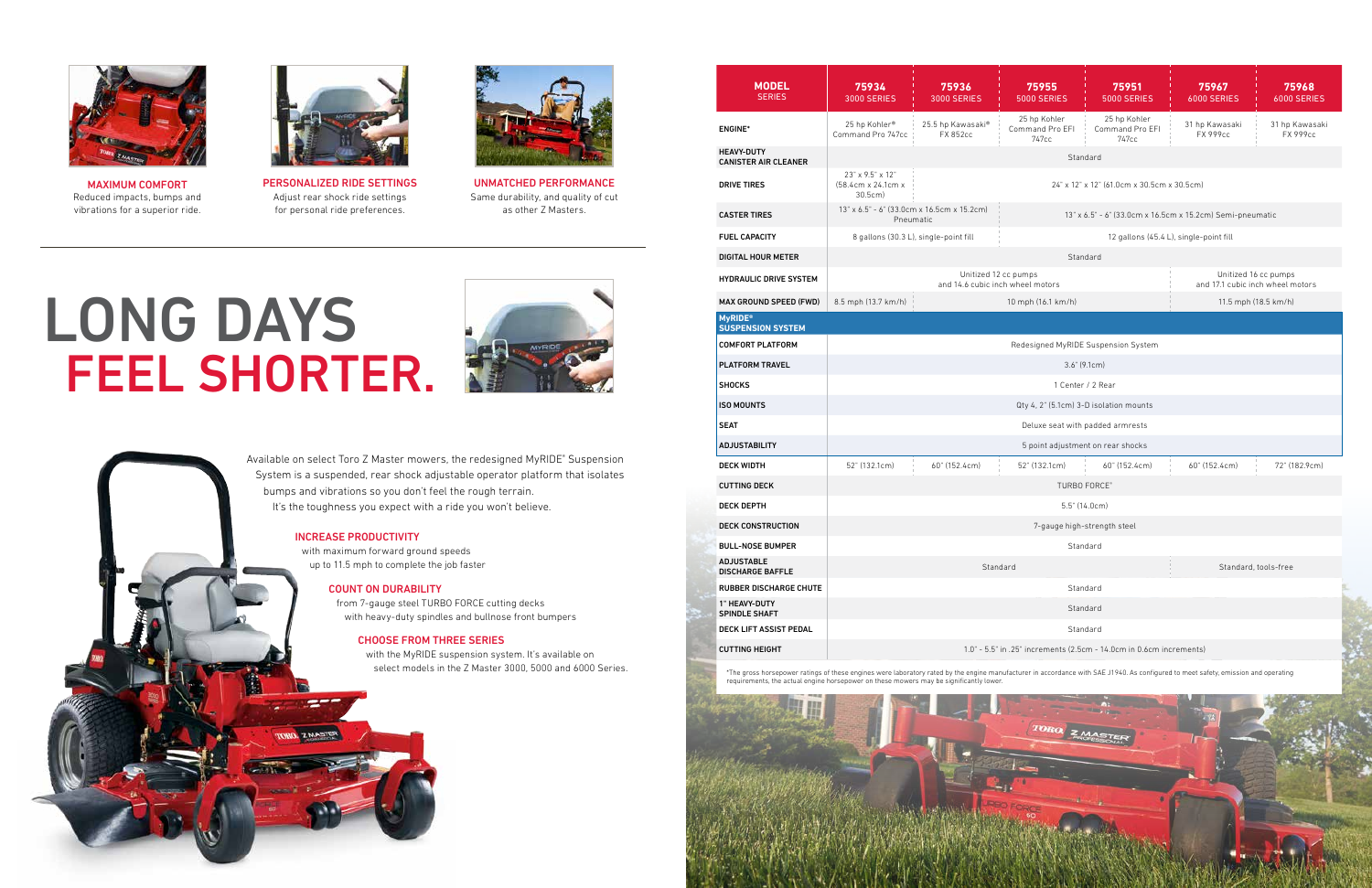**MAXIMUM COMFORT**
Reduced impacts, bumps and vibrations for a superior ride.

**PERSONALIZED RIDE SETTINGS**
Adjust rear shock ride settings for personal ride preferences.

**UNMATCHED PERFORMANCE**
Same durability, and quality of cut as other Z Masters.

# LONG DAYS FEEL SHORTER.

Available on select Toro Z Master mowers, the redesigned MyRIDE® Suspension System is a suspended, rear shock adjustable operator platform that isolates bumps and vibrations so you don't feel the rough terrain. It's the toughness you expect with a ride you won't believe.

**INCREASE PRODUCTIVITY**
with maximum forward ground speeds up to 11.5 mph to complete the job faster

**COUNT ON DURABILITY**
from 7-gauge steel TURBO FORCE cutting decks with heavy-duty spindles and bullnose front bumpers

**CHOOSE FROM THREE SERIES**
with the MyRIDE suspension system. It's available on select models in the Z Master 3000, 5000 and 6000 Series.

| MODEL SERIES | 75934 3000 SERIES | 75936 3000 SERIES | 75955 5000 SERIES | 75951 5000 SERIES | 75967 6000 SERIES | 75968 6000 SERIES |
|---|---|---|---|---|---|---|
| ENGINE* | 25 hp Kohler® Command Pro 747cc | 25.5 hp Kawasaki® FX 852cc | 25 hp Kohler Command Pro EFI 747cc | 25 hp Kohler Command Pro EFI 747cc | 31 hp Kawasaki FX 999cc | 31 hp Kawasaki FX 999cc |
| HEAVY-DUTY CANISTER AIR CLEANER | Standard | | | | | |
| DRIVE TIRES | 23" x 9.5" x 12" (58.4cm x 24.1cm x 30.5cm) | 24" x 12" x 12" (61.0cm x 30.5cm x 30.5cm) | | | | |
| CASTER TIRES | 13" x 6.5" - 6" (33.0cm x 16.5cm x 15.2cm) Pneumatic | | 13" x 6.5" - 6" (33.0cm x 16.5cm x 15.2cm) Semi-pneumatic | | | |
| FUEL CAPACITY | 8 gallons (30.3 L), single-point fill | | 12 gallons (45.4 L), single-point fill | | | |
| DIGITAL HOUR METER | Standard | | | | | |
| HYDRAULIC DRIVE SYSTEM | Unitized 12 cc pumps and 14.6 cubic inch wheel motors | | | | Unitized 16 cc pumps and 17.1 cubic inch wheel motors | |
| MAX GROUND SPEED (FWD) | 8.5 mph (13.7 km/h) | 10 mph (16.1 km/h) | | | 11.5 mph (18.5 km/h) | |
| **MyRIDE® SUSPENSION SYSTEM** | | | | | | |
| COMFORT PLATFORM | Redesigned MyRIDE Suspension System | | | | | |
| PLATFORM TRAVEL | 3.6" (9.1cm) | | | | | |
| SHOCKS | 1 Center / 2 Rear | | | | | |
| ISO MOUNTS | Qty 4, 2" (5.1cm) 3-D isolation mounts | | | | | |
| SEAT | Deluxe seat with padded armrests | | | | | |
| ADJUSTABILITY | 5 point adjustment on rear shocks | | | | | |
| DECK WIDTH | 52" (132.1cm) | 60" (152.4cm) | 52" (132.1cm) | 60" (152.4cm) | 60" (152.4cm) | 72" (182.9cm) |
| CUTTING DECK | TURBO FORCE® | | | | | |
| DECK DEPTH | 5.5" (14.0cm) | | | | | |
| DECK CONSTRUCTION | 7-gauge high-strength steel | | | | | |
| BULL-NOSE BUMPER | Standard | | | | | |
| ADJUSTABLE DISCHARGE BAFFLE | Standard | | | | Standard, tools-free | |
| RUBBER DISCHARGE CHUTE | Standard | | | | | |
| 1" HEAVY-DUTY SPINDLE SHAFT | Standard | | | | | |
| DECK LIFT ASSIST PEDAL | Standard | | | | | |
| CUTTING HEIGHT | 1.0" - 5.5" in .25" increments (2.5cm - 14.0cm in 0.6cm increments) | | | | | |

*The gross horsepower ratings of these engines were laboratory rated by the engine manufacturer in accordance with SAE J1940. As configured to meet safety, emission and operating requirements, the actual engine horsepower on these mowers may be significantly lower.